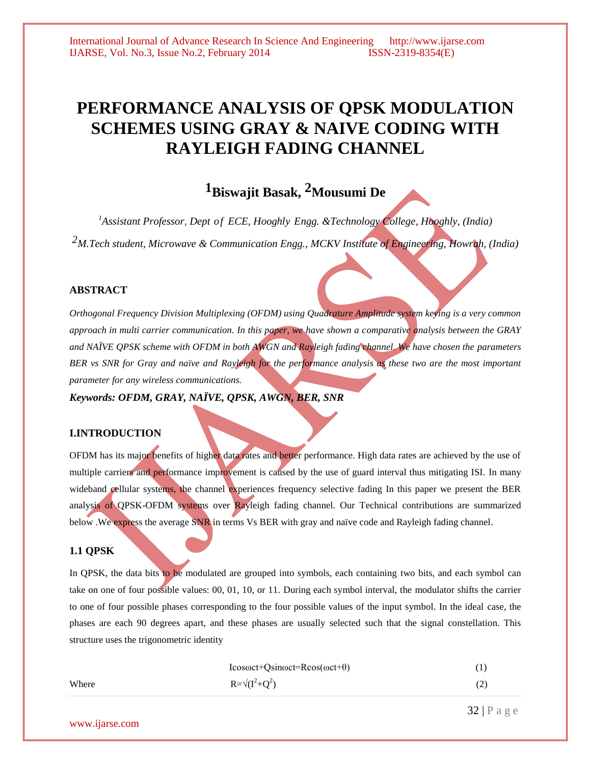# PERFORMANCE ANALYSIS OF QPSK MODULATION SCHEMES USING GRAY & NAIVE CODING WITH RAYLEIGH FADING CHANNEL

## [1]Biswajit Basak, [2]Mousumi De

*[1]Assistant Professor, Dept of ECE, Hooghly Engg. &Technology College, Hooghly, (India)*

*[2]M.Tech student, Microwave & Communication Engg., MCKV Institute of Engineering, Howrah, (India)*

### ABSTRACT

*Orthogonal Frequency Division Multiplexing (OFDM) using Quadrature Amplitude system keying is a very common approach in multi carrier communication. In this paper, we have shown a comparative analysis between the GRAY and NAÏVE QPSK scheme with OFDM in both AWGN and Rayleigh fading channel. We have chosen the parameters BER vs SNR for Gray and naïve and Rayleigh for the performance analysis as these two are the most important parameter for any wireless communications.*

***Keywords: OFDM, GRAY, NAÏVE, QPSK, AWGN, BER, SNR***

### I.INTRODUCTION

OFDM has its major benefits of higher data rates and better performance. High data rates are achieved by the use of multiple carriers and performance improvement is caused by the use of guard interval thus mitigating ISI. In many wideband cellular systems, the channel experiences frequency selective fading In this paper we present the BER analysis of QPSK-OFDM systems over Rayleigh fading channel. Our Technical contributions are summarized below .We express the average SNR in terms Vs BER with gray and naïve code and Rayleigh fading channel.

### 1.1 QPSK

In QPSK, the data bits to be modulated are grouped into symbols, each containing two bits, and each symbol can take on one of four possible values: 00, 01, 10, or 11. During each symbol interval, the modulator shifts the carrier to one of four possible phases corresponding to the four possible values of the input symbol. In the ideal case, the phases are each 90 degrees apart, and these phases are usually selected such that the signal constellation. This structure uses the trigonometric identity

$$I\cos\omega ct+Q\sin\omega ct=R\cos(\omega ct+\theta) \quad (1)$$

Where

$$R=\sqrt{(I^2+Q^2)} \quad (2)$$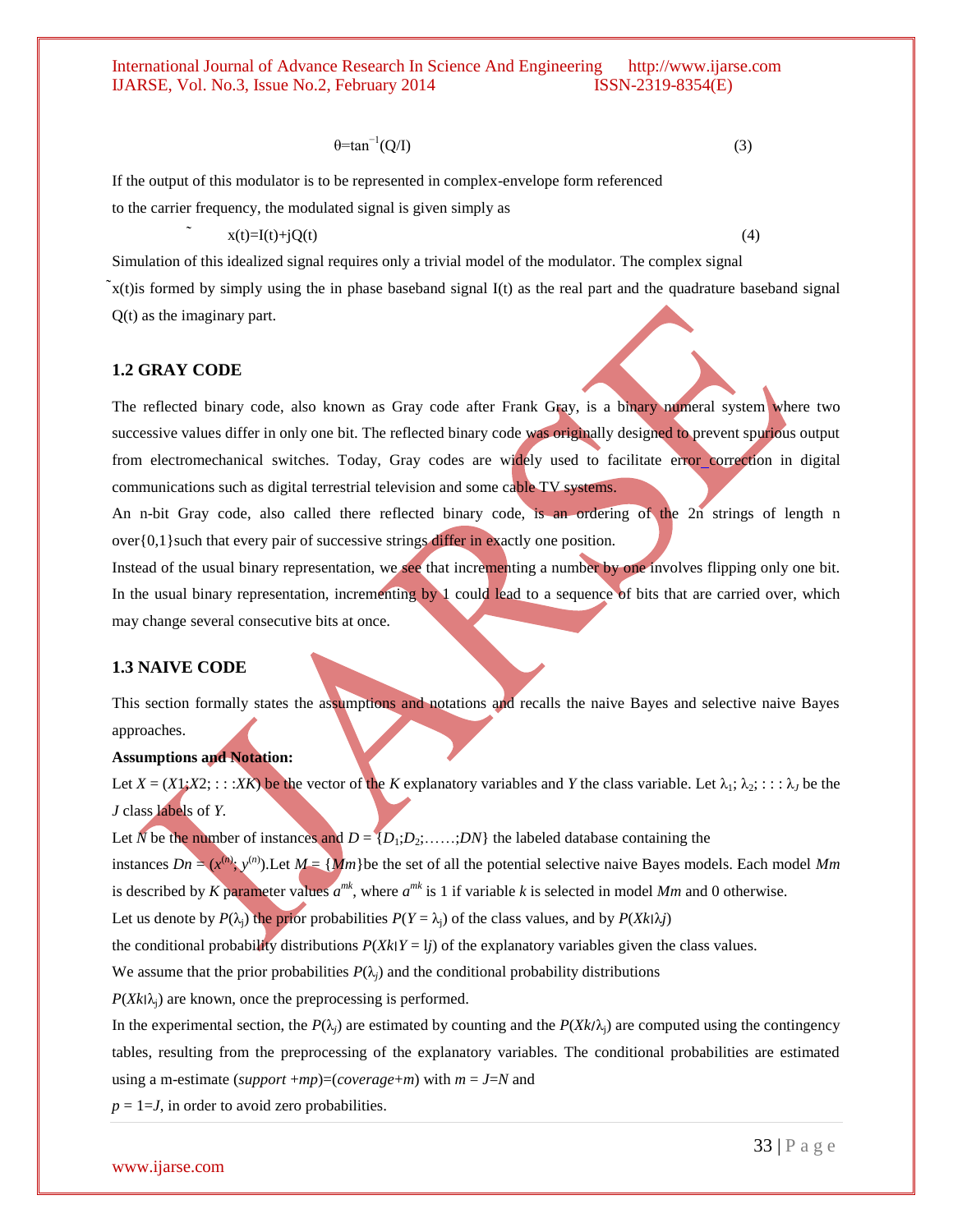$$\theta=\tan^{-1}(Q/I) \tag{3}$$

If the output of this modulator is to be represented in complex-envelope form referenced to the carrier frequency, the modulated signal is given simply as

$$\tilde{x}(t)=I(t)+jQ(t) \tag{4}$$

Simulation of this idealized signal requires only a trivial model of the modulator. The complex signal $\tilde{x}(t)$is formed by simply using the in phase baseband signal I(t) as the real part and the quadrature baseband signal Q(t) as the imaginary part.

### 1.2 GRAY CODE

The reflected binary code, also known as Gray code after Frank Gray, is a binary numeral system where two successive values differ in only one bit. The reflected binary code was originally designed to prevent spurious output from electromechanical switches. Today, Gray codes are widely used to facilitate error_correction in digital communications such as digital terrestrial television and some cable TV systems.

An n-bit Gray code, also called there reflected binary code, is an ordering of the 2n strings of length n over{0,1}such that every pair of successive strings differ in exactly one position.

Instead of the usual binary representation, we see that incrementing a number by one involves flipping only one bit. In the usual binary representation, incrementing by 1 could lead to a sequence of bits that are carried over, which may change several consecutive bits at once.

### 1.3 NAIVE CODE

This section formally states the assumptions and notations and recalls the naive Bayes and selective naive Bayes approaches.

**Assumptions and Notation:**

Let $X = (X1;X2; : : :XK)$ be the vector of the $K$ explanatory variables and $Y$ the class variable. Let $\lambda_1; \lambda_2; : : : \lambda_J$ be the $J$ class labels of $Y$.

Let $N$ be the number of instances and $D = \{D_1;D_2;\ldots\ldots;DN\}$ the labeled database containing the instances $Dn = (x^{(n)}; y^{(n)})$.Let $M = \{Mm\}$be the set of all the potential selective naive Bayes models. Each model $Mm$ is described by $K$ parameter values $a^{mk}$, where $a^{mk}$ is 1 if variable $k$ is selected in model $Mm$ and 0 otherwise.

Let us denote by $P(\lambda_j)$ the prior probabilities $P(Y = \lambda_j)$ of the class values, and by $P(Xk|\lambda j)$ the conditional probability distributions $P(Xk|Y = lj)$ of the explanatory variables given the class values.

We assume that the prior probabilities $P(\lambda_j)$ and the conditional probability distributions $P(Xk|\lambda_j)$ are known, once the preprocessing is performed.

In the experimental section, the $P(\lambda_j)$ are estimated by counting and the $P(Xk/\lambda_j)$ are computed using the contingency tables, resulting from the preprocessing of the explanatory variables. The conditional probabilities are estimated using a m-estimate (*support* +*mp*)=(*coverage*+*m*) with $m = J=N$ and $p = 1=J$, in order to avoid zero probabilities.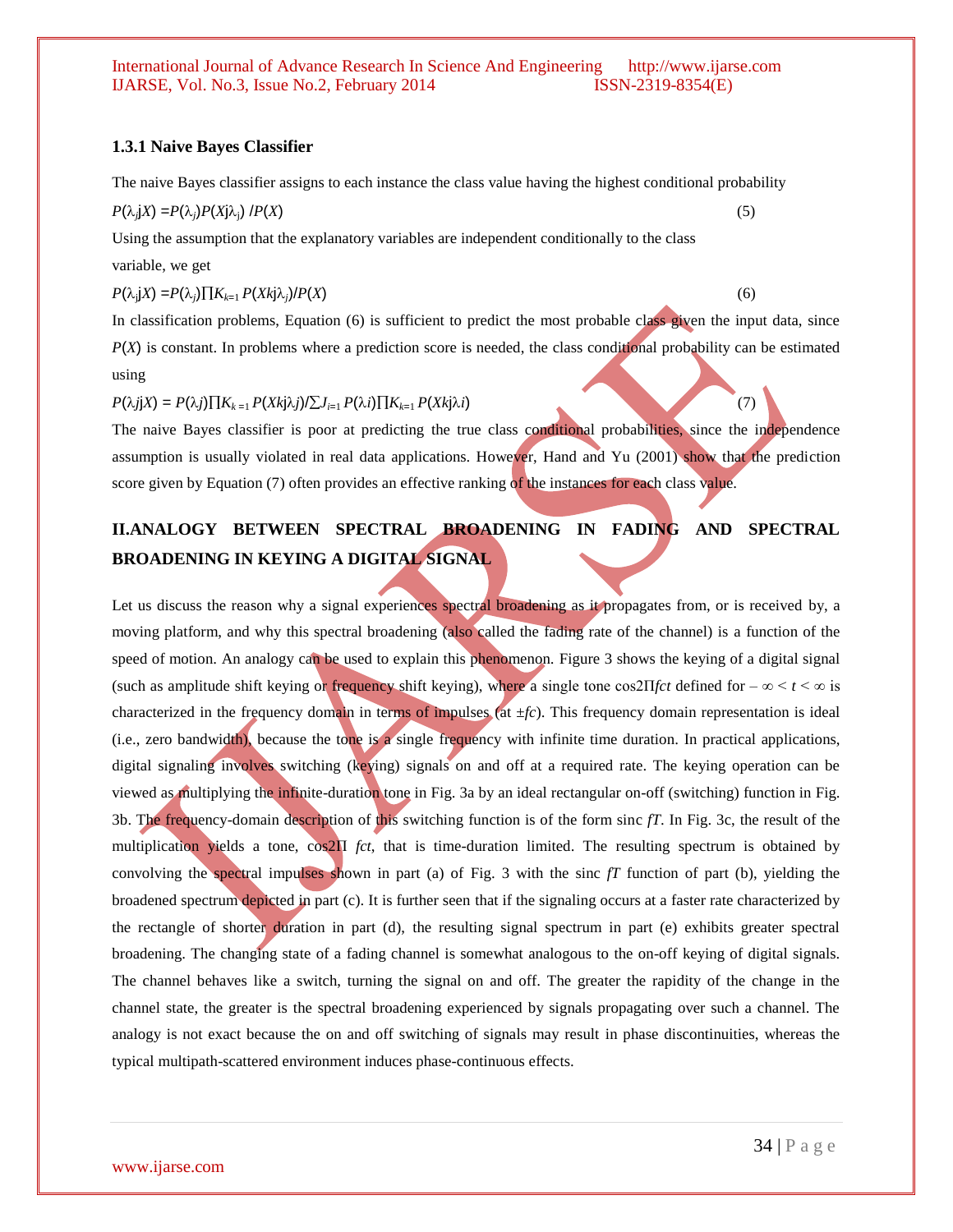### 1.3.1 Naive Bayes Classifier

The naive Bayes classifier assigns to each instance the class value having the highest conditional probability

$$P(\lambda_j jX) = P(\lambda_j)P(Xj\lambda_j) / P(X) \quad (5)$$

Using the assumption that the explanatory variables are independent conditionally to the class variable, we get

$$P(\lambda_j jX) = P(\lambda_j)\prod K_{k=1} P(Xkj\lambda_j)/P(X) \quad (6)$$

In classification problems, Equation (6) is sufficient to predict the most probable class given the input data, since $P(X)$ is constant. In problems where a prediction score is needed, the class conditional probability can be estimated using

$$P(\lambda j jX) = P(\lambda j)\prod K_{k=1} P(Xkj\lambda j)/\sum J_{i=1} P(\lambda i)\prod K_{k=1} P(Xkj\lambda i) \quad (7)$$

The naive Bayes classifier is poor at predicting the true class conditional probabilities, since the independence assumption is usually violated in real data applications. However, Hand and Yu (2001) show that the prediction score given by Equation (7) often provides an effective ranking of the instances for each class value.

## II.ANALOGY BETWEEN SPECTRAL BROADENING IN FADING AND SPECTRAL BROADENING IN KEYING A DIGITAL SIGNAL

Let us discuss the reason why a signal experiences spectral broadening as it propagates from, or is received by, a moving platform, and why this spectral broadening (also called the fading rate of the channel) is a function of the speed of motion. An analogy can be used to explain this phenomenon. Figure 3 shows the keying of a digital signal (such as amplitude shift keying or frequency shift keying), where a single tone $\cos 2\Pi fct$ defined for $-\infty < t < \infty$ is characterized in the frequency domain in terms of impulses (at $\pm fc$). This frequency domain representation is ideal (i.e., zero bandwidth), because the tone is a single frequency with infinite time duration. In practical applications, digital signaling involves switching (keying) signals on and off at a required rate. The keying operation can be viewed as multiplying the infinite-duration tone in Fig. 3a by an ideal rectangular on-off (switching) function in Fig. 3b. The frequency-domain description of this switching function is of the form sinc $fT$. In Fig. 3c, the result of the multiplication yields a tone, $\cos 2\Pi\ fct$, that is time-duration limited. The resulting spectrum is obtained by convolving the spectral impulses shown in part (a) of Fig. 3 with the sinc $fT$ function of part (b), yielding the broadened spectrum depicted in part (c). It is further seen that if the signaling occurs at a faster rate characterized by the rectangle of shorter duration in part (d), the resulting signal spectrum in part (e) exhibits greater spectral broadening. The changing state of a fading channel is somewhat analogous to the on-off keying of digital signals. The channel behaves like a switch, turning the signal on and off. The greater the rapidity of the change in the channel state, the greater is the spectral broadening experienced by signals propagating over such a channel. The analogy is not exact because the on and off switching of signals may result in phase discontinuities, whereas the typical multipath-scattered environment induces phase-continuous effects.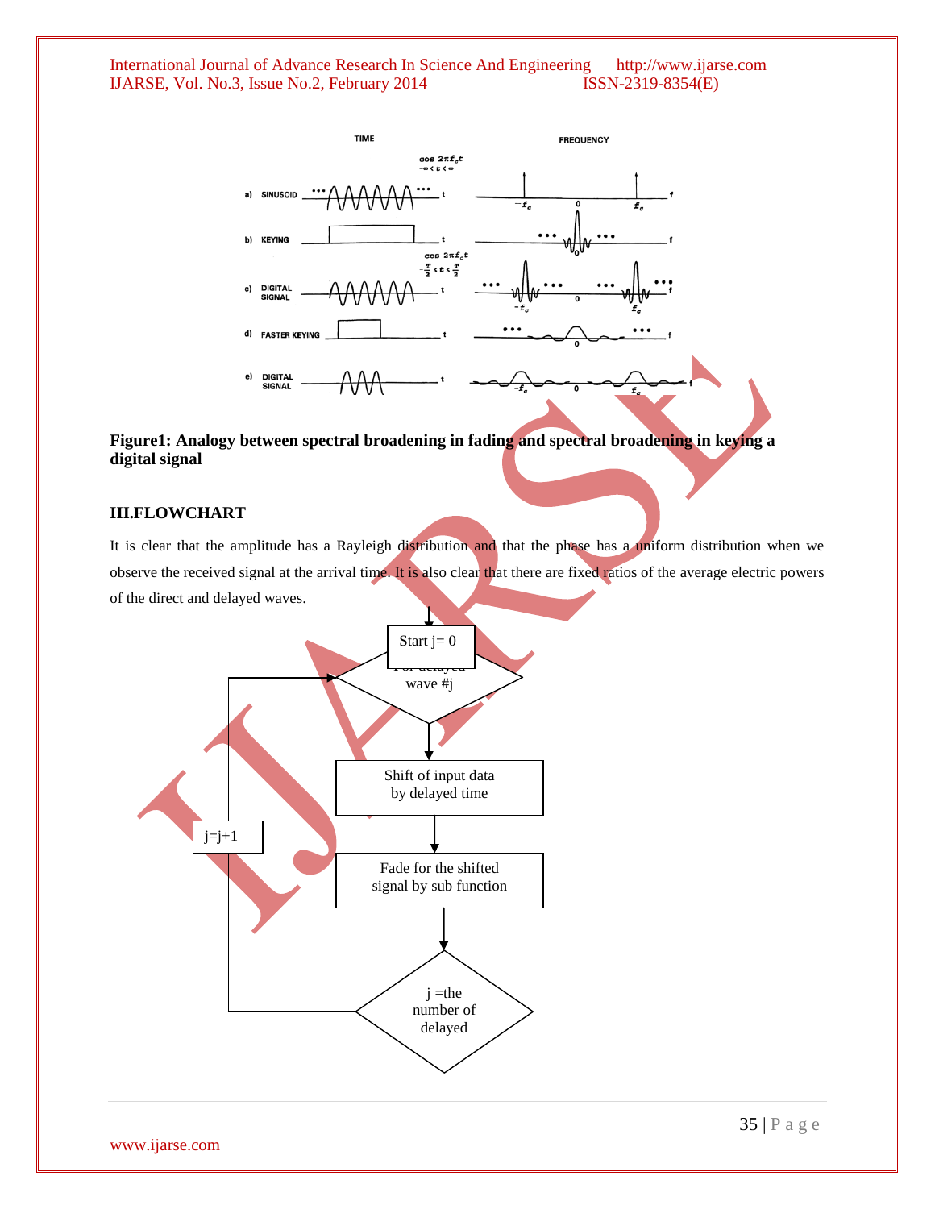**Figure1: Analogy between spectral broadening in fading and spectral broadening in keying a digital signal**

## III.FLOWCHART

It is clear that the amplitude has a Rayleigh distribution and that the phase has a uniform distribution when we observe the received signal at the arrival time. It is also clear that there are fixed ratios of the average electric powers of the direct and delayed waves.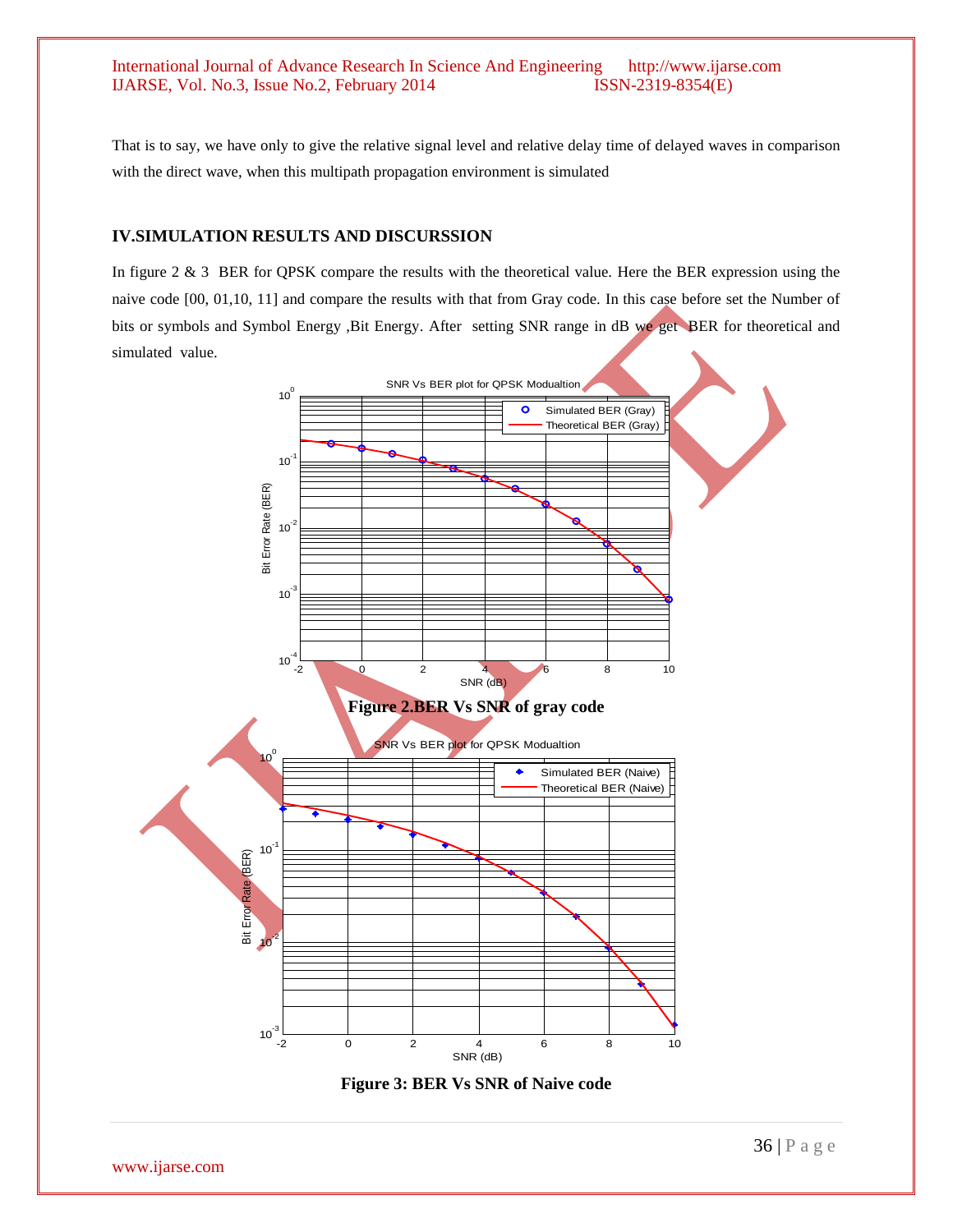That is to say, we have only to give the relative signal level and relative delay time of delayed waves in comparison with the direct wave, when this multipath propagation environment is simulated

## IV.SIMULATION RESULTS AND DISCURSSION

In figure 2 & 3 BER for QPSK compare the results with the theoretical value. Here the BER expression using the naive code [00, 01,10, 11] and compare the results with that from Gray code. In this case before set the Number of bits or symbols and Symbol Energy ,Bit Energy. After setting SNR range in dB we get BER for theoretical and simulated value.

**Figure 2.BER Vs SNR of gray code**

**Figure 3: BER Vs SNR of Naive code**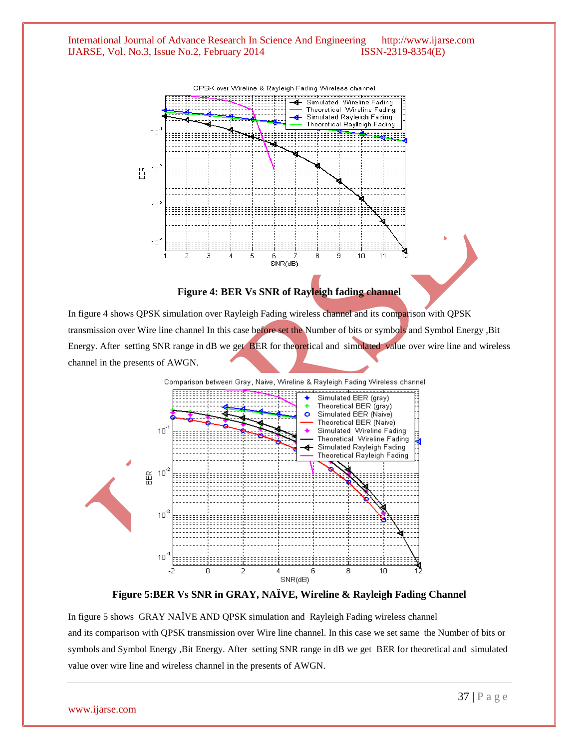**Figure 4: BER Vs SNR of Rayleigh fading channel**

In figure 4 shows QPSK simulation over Rayleigh Fading wireless channel and its comparison with QPSK transmission over Wire line channel In this case before set the Number of bits or symbols and Symbol Energy ,Bit Energy. After setting SNR range in dB we get BER for theoretical and simulated value over wire line and wireless channel in the presents of AWGN.

**Figure 5:BER Vs SNR in GRAY, NAÏVE, Wireline & Rayleigh Fading Channel**

In figure 5 shows GRAY NAÏVE AND QPSK simulation and Rayleigh Fading wireless channel and its comparison with QPSK transmission over Wire line channel. In this case we set same the Number of bits or symbols and Symbol Energy ,Bit Energy. After setting SNR range in dB we get BER for theoretical and simulated value over wire line and wireless channel in the presents of AWGN.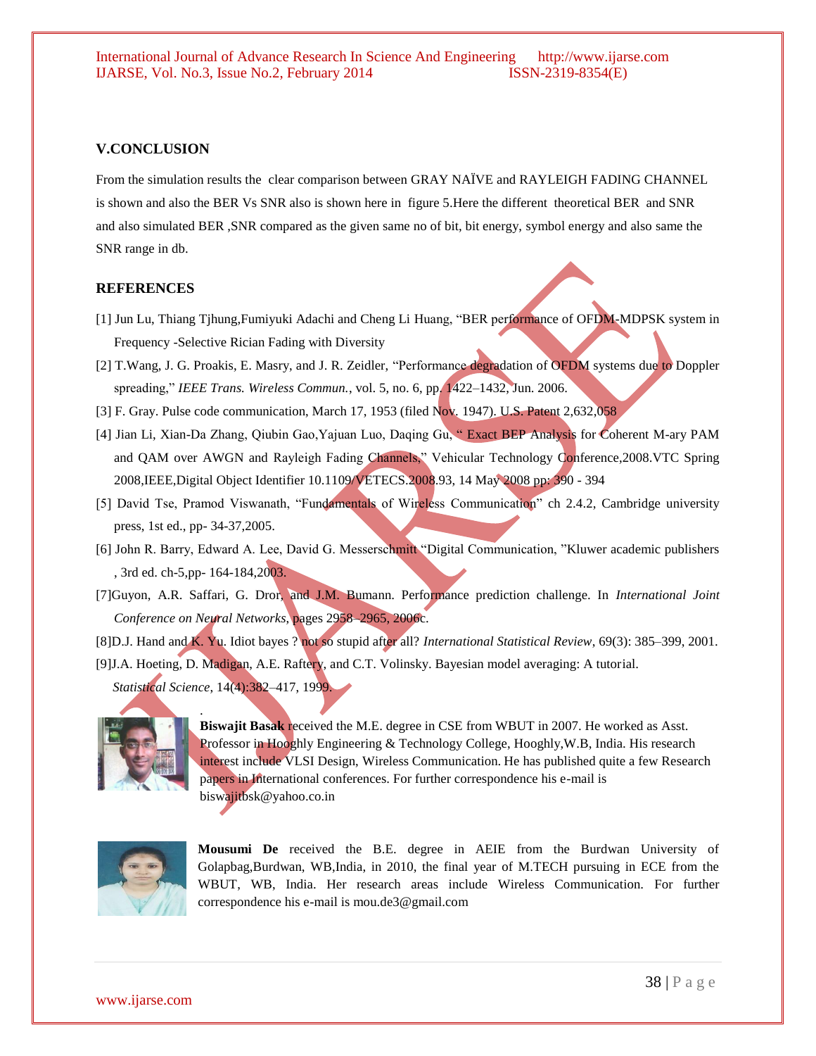## V.CONCLUSION

From the simulation results the clear comparison between GRAY NAÏVE and RAYLEIGH FADING CHANNEL is shown and also the BER Vs SNR also is shown here in figure 5.Here the different theoretical BER and SNR and also simulated BER ,SNR compared as the given same no of bit, bit energy, symbol energy and also same the SNR range in db.

## REFERENCES

[1] Jun Lu, Thiang Tjhung,Fumiyuki Adachi and Cheng Li Huang, "BER performance of OFDM-MDPSK system in Frequency -Selective Rician Fading with Diversity

[2] T.Wang, J. G. Proakis, E. Masry, and J. R. Zeidler, "Performance degradation of OFDM systems due to Doppler spreading," *IEEE Trans. Wireless Commun.*, vol. 5, no. 6, pp. 1422–1432, Jun. 2006.

[3] F. Gray. Pulse code communication, March 17, 1953 (filed Nov. 1947). U.S. Patent 2,632,058

[4] Jian Li, Xian-Da Zhang, Qiubin Gao,Yajuan Luo, Daqing Gu, " Exact BEP Analysis for Coherent M-ary PAM and QAM over AWGN and Rayleigh Fading Channels," Vehicular Technology Conference,2008.VTC Spring 2008,IEEE,Digital Object Identifier 10.1109/VETECS.2008.93, 14 May 2008 pp: 390 - 394

[5] David Tse, Pramod Viswanath, "Fundamentals of Wireless Communication" ch 2.4.2, Cambridge university press, 1st ed., pp- 34-37,2005.

[6] John R. Barry, Edward A. Lee, David G. Messerschmitt "Digital Communication, "Kluwer academic publishers , 3rd ed. ch-5,pp- 164-184,2003.

[7]Guyon, A.R. Saffari, G. Dror, and J.M. Bumann. Performance prediction challenge. In *International Joint Conference on Neural Networks*, pages 2958–2965, 2006c.

[8]D.J. Hand and K. Yu. Idiot bayes ? not so stupid after all? *International Statistical Review*, 69(3): 385–399, 2001.

[9]J.A. Hoeting, D. Madigan, A.E. Raftery, and C.T. Volinsky. Bayesian model averaging: A tutorial. *Statistical Science*, 14(4):382–417, 1999.

**Biswajit Basak** received the M.E. degree in CSE from WBUT in 2007. He worked as Asst. Professor in Hooghly Engineering & Technology College, Hooghly,W.B, India. His research interest include VLSI Design, Wireless Communication. He has published quite a few Research papers in International conferences. For further correspondence his e-mail is biswajitbsk@yahoo.co.in

**Mousumi De** received the B.E. degree in AEIE from the Burdwan University of Golapbag,Burdwan, WB,India, in 2010, the final year of M.TECH pursuing in ECE from the WBUT, WB, India. Her research areas include Wireless Communication. For further correspondence his e-mail is mou.de3@gmail.com